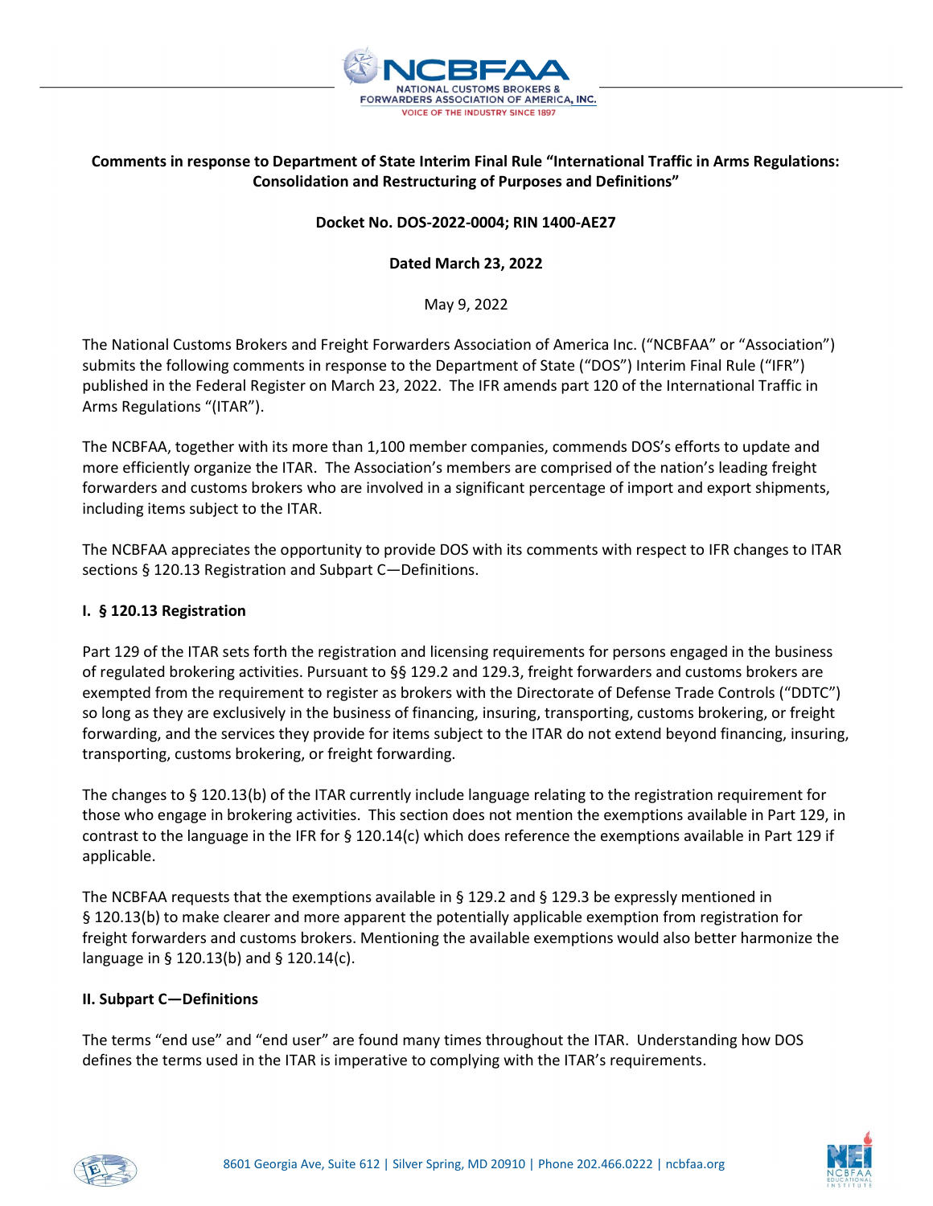**Comments in response to Department of State Interim Final Rule "International Traffic in Arms Regulations: Consolidation and Restructuring of Purposes and Definitions"**

**Docket No. DOS-2022-0004; RIN 1400-AE27**

**Dated March 23, 2022**

May 9, 2022

The National Customs Brokers and Freight Forwarders Association of America Inc. ("NCBFAA" or "Association") submits the following comments in response to the Department of State ("DOS") Interim Final Rule ("IFR") published in the Federal Register on March 23, 2022. The IFR amends part 120 of the International Traffic in Arms Regulations "(ITAR").

The NCBFAA, together with its more than 1,100 member companies, commends DOS's efforts to update and more efficiently organize the ITAR. The Association's members are comprised of the nation's leading freight forwarders and customs brokers who are involved in a significant percentage of import and export shipments, including items subject to the ITAR.

The NCBFAA appreciates the opportunity to provide DOS with its comments with respect to IFR changes to ITAR sections § 120.13 Registration and Subpart C—Definitions.

**I. § 120.13 Registration**

Part 129 of the ITAR sets forth the registration and licensing requirements for persons engaged in the business of regulated brokering activities. Pursuant to §§ 129.2 and 129.3, freight forwarders and customs brokers are exempted from the requirement to register as brokers with the Directorate of Defense Trade Controls ("DDTC") so long as they are exclusively in the business of financing, insuring, transporting, customs brokering, or freight forwarding, and the services they provide for items subject to the ITAR do not extend beyond financing, insuring, transporting, customs brokering, or freight forwarding.

The changes to § 120.13(b) of the ITAR currently include language relating to the registration requirement for those who engage in brokering activities. This section does not mention the exemptions available in Part 129, in contrast to the language in the IFR for § 120.14(c) which does reference the exemptions available in Part 129 if applicable.

The NCBFAA requests that the exemptions available in § 129.2 and § 129.3 be expressly mentioned in § 120.13(b) to make clearer and more apparent the potentially applicable exemption from registration for freight forwarders and customs brokers. Mentioning the available exemptions would also better harmonize the language in § 120.13(b) and § 120.14(c).

**II. Subpart C—Definitions**

The terms "end use" and "end user" are found many times throughout the ITAR. Understanding how DOS defines the terms used in the ITAR is imperative to complying with the ITAR's requirements.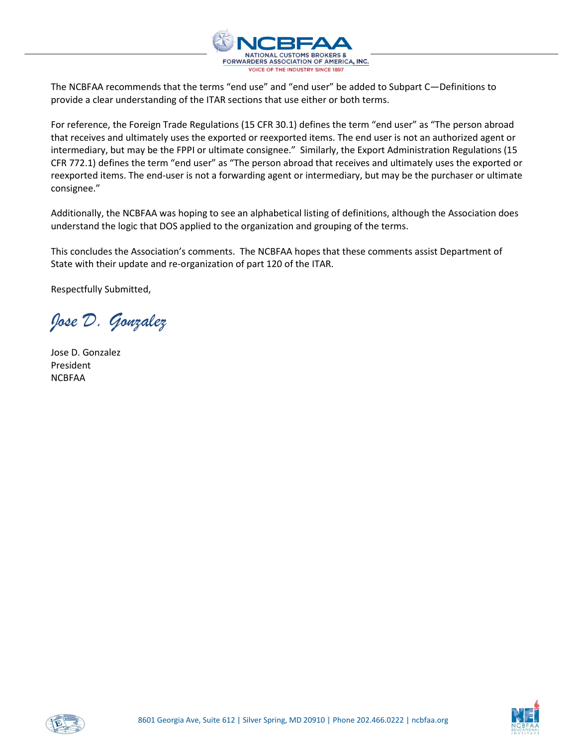The NCBFAA recommends that the terms “end use” and “end user” be added to Subpart C—Definitions to provide a clear understanding of the ITAR sections that use either or both terms.

For reference, the Foreign Trade Regulations (15 CFR 30.1) defines the term “end user” as “The person abroad that receives and ultimately uses the exported or reexported items. The end user is not an authorized agent or intermediary, but may be the FPPI or ultimate consignee.” Similarly, the Export Administration Regulations (15 CFR 772.1) defines the term “end user” as “The person abroad that receives and ultimately uses the exported or reexported items. The end-user is not a forwarding agent or intermediary, but may be the purchaser or ultimate consignee.”

Additionally, the NCBFAA was hoping to see an alphabetical listing of definitions, although the Association does understand the logic that DOS applied to the organization and grouping of the terms.

This concludes the Association’s comments. The NCBFAA hopes that these comments assist Department of State with their update and re-organization of part 120 of the ITAR.

Respectfully Submitted,

*Jose D. Gonzalez*

Jose D. Gonzalez
President
NCBFAA